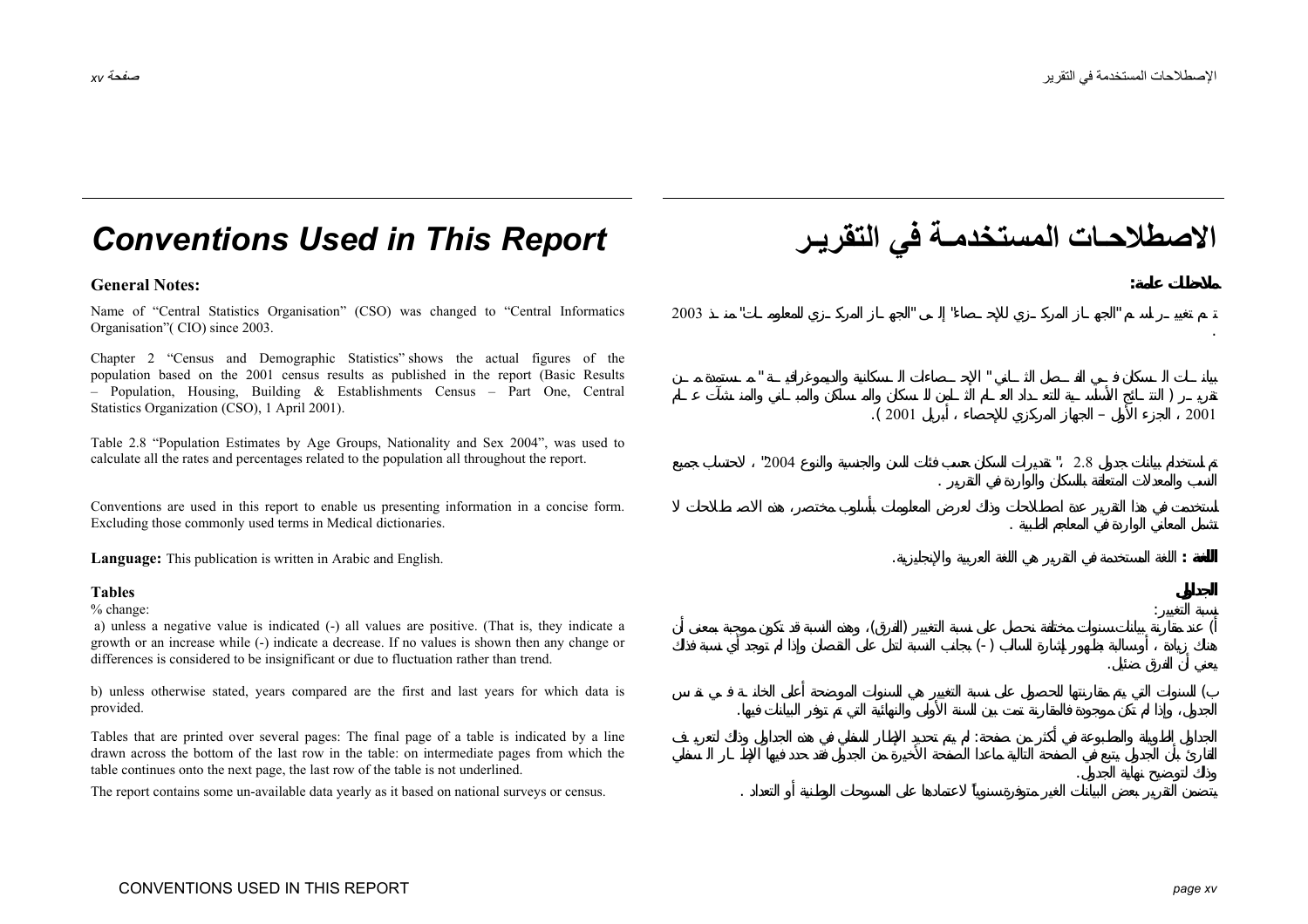# Conventions Used in This Report

**General Notes:**

Name of “Central Statistics Organisation” (CSO) was changed to “Central Informatics Organisation”( CIO) since 2003.

Chapter 2 “Census and Demographic Statistics” shows the actual figures of the population based on the 2001 census results as published in the report (Basic Results – Population, Housing, Building & Establishments Census – Part One, Central Statistics Organization (CSO), 1 April 2001).

Table 2.8 “Population Estimates by Age Groups, Nationality and Sex 2004”, was used to calculate all the rates and percentages related to the population all throughout the report.

Conventions are used in this report to enable us presenting information in a concise form. Excluding those commonly used terms in Medical dictionaries.

**Language:** This publication is written in Arabic and English.

**Tables**

% change:

a) unless a negative value is indicated (-) all values are positive. (That is, they indicate a growth or an increase while (-) indicate a decrease. If no values is shown then any change or differences is considered to be insignificant or due to fluctuation rather than trend.

b) unless otherwise stated, years compared are the first and last years for which data is provided.

Tables that are printed over several pages: The final page of a table is indicated by a line drawn across the bottom of the last row in the table: on intermediate pages from which the table continues onto the next page, the last row of the table is not underlined.

The report contains some un-available data yearly as it based on national surveys or census.

# الاصطلاحات المستخدمة في التقرير

**ملاحظات عامة:**

تم تغيير اسم "الجهاز المركزي للإحصاء" إلى "الجهاز المركزي للمعلومات" منذ 2003.

بيانات السكان في الفصل الثاني "الإحصاءات السكانية والديموغرافية" مستمدة من تقرير ( النتائج الأساسية للتعداد العام للسكان والمساكن والمباني والمنشآت عام 2001 ، الجزء الأول – الجهاز المركزي للإحصاء ، أبريل 2001 ).

تم استخدام بيانات جدول 2.8 "تقديرات السكان حسب فئات السن والجنسية والنوع 2004"، لاحتساب جميع النسب والمعدلات المتعلقة بالسكان والواردة في التقرير .

استخدمت في هذا التقرير عدة اصطلاحات وذلك لعرض المعلومات بأسلوب مختصر، هذه الاصطلاحات لا تشمل المعاني الواردة في المعاجم الطبية .

**اللغة :** اللغة المستخدمة في التقرير هي اللغة العربية والإنجليزية.

**الجداول**

نسبة التغيير:

أ) عند مقارنة بيانات سنوات مختلفة نحصل على نسبة التغيير (الفرق)، وهذه النسبة قد تكون موجبة بمعنى أن هناك زيادة ، أو سالبة بظهور إشارة السالب ( - ) بجانب النسبة لتدل على النقصان وإذا لم توجد أي نسبة فذلك يعني أن الفرق ضئيل.

ب) السنوات التي يتم مقارنتها للحصول على نسبة التغيير هي السنوات الموضحة أعلى الخانة في نفس الجدول، وإذا لم تكن موجودة فالمقارنة تمت بين السنة الأولى والنهائية التي تم توفر البيانات فيها.

الجداول الطويلة والمطبوعة في أكثر من صفحة: لم يتم تحديد الإطار السفلي في هذه الجداول وذلك لتعريف القارئ بأن الجدول يتبع في الصفحة التالية ماعدا الصفحة الأخيرة من الجدول فقد حدد فيها الإطار السفلي وذلك لتوضيح نهاية الجدول.

يتضمن التقرير بعض البيانات الغير متوفرة سنوياً لاعتمادها على المسوحات الوطنية أو التعداد .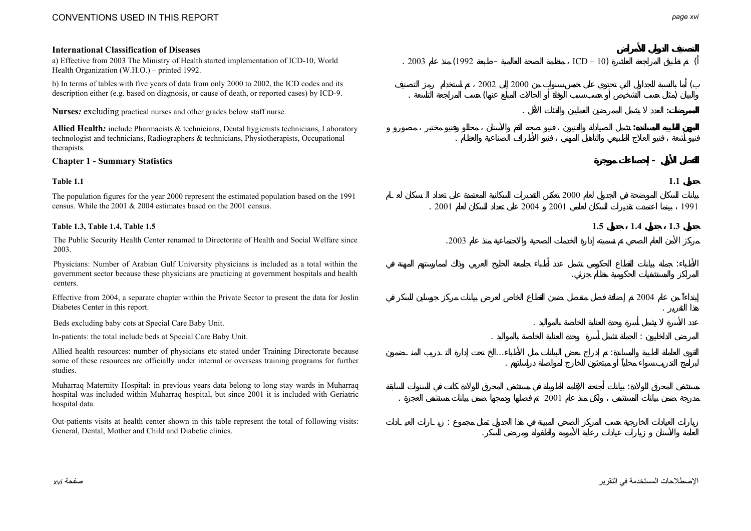## International Classification of Diseases

a) Effective from 2003 The Ministry of Health started implementation of ICD-10, World Health Organization (W.H.O.) – printed 1992.

b) In terms of tables with five years of data from only 2000 to 2002, the ICD codes and its description either (e.g. based on diagnosis, or cause of death, or reported cases) by ICD-9.

**Nurses:** excluding practical nurses and other grades below staff nurse.

**Allied Health:** include Pharmacists & technicians, Dental hygienists technicians, Laboratory technologist and technicians, Radiographers & technicians, Physiotherapists, Occupational therapists.

## Chapter 1 - Summary Statistics

### Table 1.1

The population figures for the year 2000 represent the estimated population based on the 1991 census. While the 2001 & 2004 estimates based on the 2001 census.

### Table 1.3, Table 1.4, Table 1.5

The Public Security Health Center renamed to Directorate of Health and Social Welfare since 2003.

Physicians: Number of Arabian Gulf University physicians is included as a total within the government sector because these physicians are practicing at government hospitals and health centers.

Effective from 2004, a separate chapter within the Private Sector to present the data for Joslin Diabetes Center in this report.

Beds excluding baby cots at Special Care Baby Unit.

In-patients: the total include beds at Special Care Baby Unit.

Allied health resources: number of physicians etc stated under Training Directorate because some of these resources are officially under internal or overseas training programs for further studies.

Muharraq Maternity Hospital: in previous years data belong to long stay wards in Muharraq hospital was included within Muharraq hospital, but since 2001 it is included with Geriatric hospital data.

Out-patients visits at health center shown in this table represent the total of following visits: General, Dental, Mother and Child and Diabetic clinics.

## التصنيف الدولي للأمراض

أ) تم تطبيق المراجعة العاشرة (ICD – 10) ، منظمة الصحة العالمية – طبعة 1992) منذ عام 2003 .

ب) أما بالنسبة للجداول التي تحتوي على خمس سنوات من 2000 إلى 2002 ، تم استخدام رمز التصنيف والبيان (مثل حسب التشخيص أو حسب سبب الوفاة أو الحالات المبلغ عنها) حسب المراجعة التاسعة .

**الممرضات:** العدد لا يشمل الممرضين العمليين والفئات الأقل .

**المهن الطبية المساندة:** تشمل الصيادلة والفنيين ، فنيو صحة الفم والأسنان ، محللو وفنيو مختبر ، مصورو و فنيو أشعة ، فنيو العلاج الطبيعي والتأهيل المهني ، فنيو الأطراف الصناعية والعظام .

## الفصل الأول - إحصاءات موجزة

### جدول 1.1

بيانات السكان الموضحة في الجدول لعام 2000 تعكس التقديرات السكانية المعتمدة على تعداد السكان لعام 1991 ، بينما اعتمدت تقديرات السكان لعامي 2001 و 2004 على تعداد السكان لعام 2001 .

### جدول 1.3 ، جدول 1.4 ، جدول 1.5

مركز الأمن العام الصحي تم تسميته إدارة الخدمات الصحية والاجتماعية منذ عام 2003.

الأطباء: جملة بيانات القطاع الحكومي تشمل عدد أطباء جامعة الخليج العربي وذلك لممارستهم المهنة في المراكز والمستشفيات الحكومية بنظام جزئي.

إبتداءاً من عام 2004 تم إضافة فصل منفصل ضمن القطاع الخاص لعرض بيانات مركز جوسلين للسكر في هذا التقرير .

عدد الأسرة لا يشمل أسرة وحدة العناية الخاصة بالمواليد .

المرضى الداخليين : الجملة تشمل أسرة وحدة العناية الخاصة بالمواليد .

القوى العاملة الطبية والمساندة: تم إدراج بعض البيانات مثل الأطباء...الخ تحت إدارة التدريب المنضمون لبرامج التدريب سواء محلياً أو مبتعثون للخارج لمواصلة دراساتهم .

مستشفى المحرق للولادة: بيانات أجنحة الإقامة الطويلة في مستشفى المحرق للولادة كانت في السنوات السابقة مدرجة ضمن بيانات المستشفى ، ولكن منذ عام 2001 تم فصلها ودمجها ضمن بيانات مستشفى العجزة .

زيارات العيادات الخارجية حسب المركز الصحي المبينة في هذا الجدول تمثل مجموع : زيارات العيادات العامة والأسنان و زيارات عيادات رعاية الأمومة والطفولة ومرضى السكر.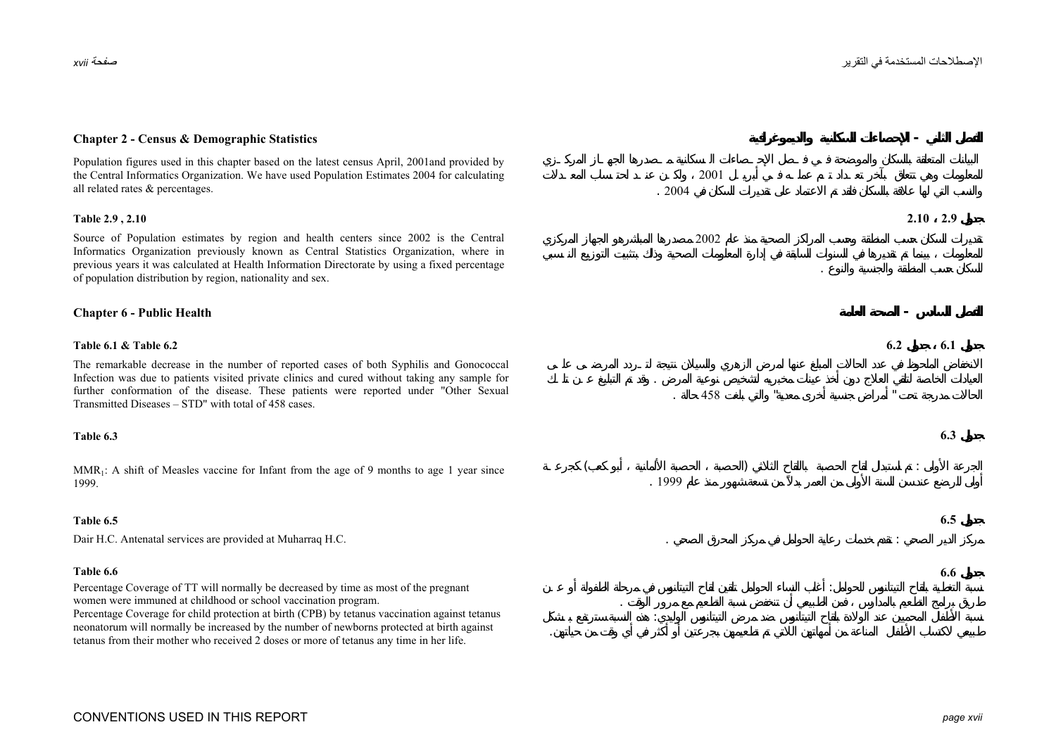## Chapter 2 - Census & Demographic Statistics

Population figures used in this chapter based on the latest census April, 2001and provided by the Central Informatics Organization. We have used Population Estimates 2004 for calculating all related rates & percentages.

### Table 2.9 , 2.10

Source of Population estimates by region and health centers since 2002 is the Central Informatics Organization previously known as Central Statistics Organization, where in previous years it was calculated at Health Information Directorate by using a fixed percentage of population distribution by region, nationality and sex.

## Chapter 6 - Public Health

### Table 6.1 & Table 6.2

The remarkable decrease in the number of reported cases of both Syphilis and Gonococcal Infection was due to patients visited private clinics and cured without taking any sample for further conformation of the disease. These patients were reported under "Other Sexual Transmitted Diseases – STD" with total of 458 cases.

### Table 6.3

$MMR_1$: A shift of Measles vaccine for Infant from the age of 9 months to age 1 year since 1999.

### Table 6.5

Dair H.C. Antenatal services are provided at Muharraq H.C.

### Table 6.6

Percentage Coverage of TT will normally be decreased by time as most of the pregnant women were immuned at childhood or school vaccination program.

Percentage Coverage for child protection at birth (CPB) by tetanus vaccination against tetanus neonatorum will normally be increased by the number of newborns protected at birth against tetanus from their mother who received 2 doses or more of tetanus any time in her life.

## الفصل الثاني - الإحصاءات السكانية والديموغرافية

البيانات المتعلقة بالسكان والموضحة في فصل الإحصاءات السكانية مصدرها الجهاز المركزي للمعلومات وهي تتعلق بآخر تعداد تم عمله في أبريل 2001 ، ولكن عند تحديد احتساب المعدلات والنسب التي لها علاقة بالسكان فلقد تم الاعتماد على تقديرات السكان في 2004 .

### جدول 2.9 ، 2.10

تقديرات السكان حسب المنطقة وحسب المراكز الصحية منذ عام 2002 مصدرها المباشر هو الجهاز المركزي للمعلومات ، بينما تم تقديرها في السنوات السابقة في إدارة المعلومات الصحية وذلك بتثبيت التوزيع النسبي للسكان حسب المنطقة والجنسية والنوع .

## الفصل السادس - الصحة العامة

### جدول 6.1 ، جدول 6.2

الانخفاض الملحوظ في عدد الحالات المبلغ عنها لمرض الزهري والسيلان نتيجة لتردد المرضى على العيادات الخاصة لتلقي العلاج دون أخذ عينات مخبريه لتشخيص نوعية المرض . وقد تم التبليغ عن تلك الحالات مدرجة تحت " أمراض جنسية أخرى معدية" والتي بلغت 458 حالة .

### جدول 6.3

الجرعة الأولى : تم استبدال لقاح الحصبة بالثلاثي (الحصبة ، الحصبة الألمانية ، أبو كعب) كجرعة أولى للرضع عند سن السنة الأولى من العمر بدلاً من تسعة شهور منذ عام 1999 .

### جدول 6.5

مركز الدير الصحي : تقدم خدمات رعاية الحوامل في مركز المحرق الصحي .

### جدول 6.6

نسبة التغطية بلقاح التيتانوس للحوامل : أغلب النساء الحوامل تلقين لقاح التيتانوس في مرحلة الطفولة أو عن طريق برامج التطعيم بالمدارس ، فمن الطبيعي أن تنخفض نسبة التطعيم مع مرور الوقت .

نسبة الأطفال المحميين عند الولادة بلقاح التيتانوس ضد مرض التيتانوس الوليدي: هذه النسبة سترتفع بشكل طبيعي لاكتساب الأطفال المناعة من أمهاتهم اللاتي تم تطعيمهن بجرعتين أو أكثر في أي وقت من حياتهن.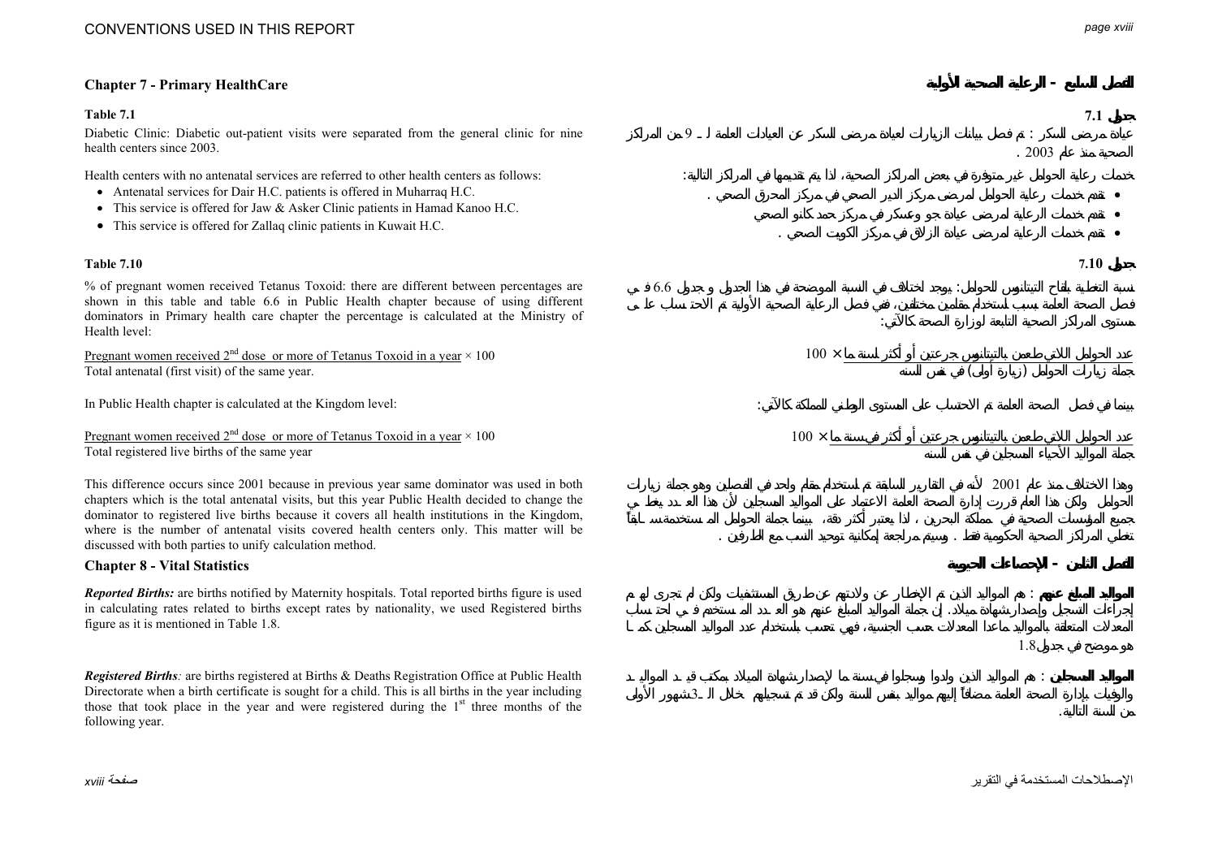## Chapter 7 - Primary HealthCare

## الفصل السابع - الرعاية الصحية الأولية

**Table 7.1**

Diabetic Clinic: Diabetic out-patient visits were separated from the general clinic for nine health centers since 2003.

Health centers with no antenatal services are referred to other health centers as follows:

- Antenatal services for Dair H.C. patients is offered in Muharraq H.C.
- This service is offered for Jaw & Asker Clinic patients in Hamad Kanoo H.C.
- This service is offered for Zallaq clinic patients in Kuwait H.C.

**جدول 7.1**

عيادة مرضى السكر : تم فصل بيانات الزيارات لعيادة مرضى السكر عن العيادات العامة لـ 9 من المراكز الصحية منذ عام 2003 .

خدمات رعاية الحوامل غير متوفرة في بعض المراكز الصحية، لذا يتم تقديمها في المراكز التالية:

- تقدم خدمات رعاية الحوامل لمرضى مركز الدير الصحي في مركز المحرق الصحي .
- تقدم خدمات الرعاية لمرضى عيادة جو وعسكر في مركز حمد كانو الصحي
- تقدم خدمات الرعاية لمرضى عيادة الزلاق في مركز الكويت الصحي .

**Table 7.10**

% of pregnant women received Tetanus Toxoid: there are different between percentages are shown in this table and table 6.6 in Public Health chapter because of using different dominators in Primary health care chapter the percentage is calculated at the Ministry of Health level:

$$\frac{\text{Pregnant women received } 2^{nd} \text{ dose or more of Tetanus Toxoid in a year}}{\text{Total antenatal (first visit) of the same year.}} \times 100$$

In Public Health chapter is calculated at the Kingdom level:

$$\frac{\text{Pregnant women received } 2^{nd} \text{ dose or more of Tetanus Toxoid in a year}}{\text{Total registered live births of the same year}} \times 100$$

This difference occurs since 2001 because in previous year same dominator was used in both chapters which is the total antenatal visits, but this year Public Health decided to change the dominator to registered live births because it covers all health institutions in the Kingdom, where is the number of antenatal visits covered health centers only. This matter will be discussed with both parties to unify calculation method.

**جدول 7.10**

نسبة التغطية بلقاح التيتانوس للحوامل: يوجد اختلاف في النسبة الموضحة في هذا الجدول و جدول 6.6 في فصل الصحة العامة بسبب استخدام مقامين مختلفين، ففي فصل الرعاية الصحية الأولية تم الاحتساب على مستوى المراكز الصحية التابعة لوزارة الصحة كالآتي:

$$\frac{\text{عدد الحوامل اللاتي طعمن بالتيتانوس جرعتين أو أكثر لسنة ما}}{\text{جملة زيارات الحوامل (زيارة أولى) في نفس السنة}} \times 100$$

بينما في فصل الصحة العامة تم الاحتساب على المستوى الوطني للمملكة كالآتي:

$$\frac{\text{عدد الحوامل اللاتي طعمن بالتيتانوس جرعتين أو أكثر في سنة ما}}{\text{جملة المواليد الأحياء المسجلين في نفس السنة}} \times 100$$

وهذا الاختلاف منذ عام 2001 لأنه في التقارير السابقة تم استخدام مقام واحد في الفصلين وهو جملة زيارات الحوامل ولكن هذا العام قررت إدارة الصحة العامة الاعتماد على المواليد المسجلين لأن هذا العدد يغطي جميع المؤسسات الصحية في مملكة البحرين ، لذا يعتبر أكثر دقة، بينما جملة الحوامل المستخدمة سابقاً تغطي المراكز الصحية الحكومية فقط . وسيتم مراجعة إمكانية توحيد النسب مع الطرفين .

## Chapter 8 - Vital Statistics

## الفصل الثامن - الإحصاءات الحيوية

***Reported Births:*** are births notified by Maternity hospitals. Total reported births figure is used in calculating rates related to births except rates by nationality, we used Registered births figure as it is mentioned in Table 1.8.

**المواليد المبلغ عنهم** : هم المواليد الذين تم الإخطار عن ولادتهم عن طريق المستشفيات ولكن لم تجرى لهم إجراءات التسجيل وإصدار شهادة ميلاد. إن جملة المواليد المبلغ عنهم هو العدد المستخدم في احتساب المعدلات المتعلقة بالمواليد ماعدا المعدلات حسب الجنسية، فهي تحتسب باستخدام عدد المواليد المسجلين كما هو موضح في جدول 1.8

***Registered Births:*** are births registered at Births & Deaths Registration Office at Public Health Directorate when a birth certificate is sought for a child. This is all births in the year including those that took place in the year and were registered during the 1[st] three months of the following year.

**المواليد المسجلين** : هم المواليد الذين ولدوا وسجلوا في سنة ما لإصدار شهادة الميلاد بمكتب قيد المواليد والوفيات بإدارة الصحة العامة مضافاً إليهم مواليد بنفس السنة ولكن قد تم تسجيلهم خلال الـ 3 شهور الأولى من السنة التالية.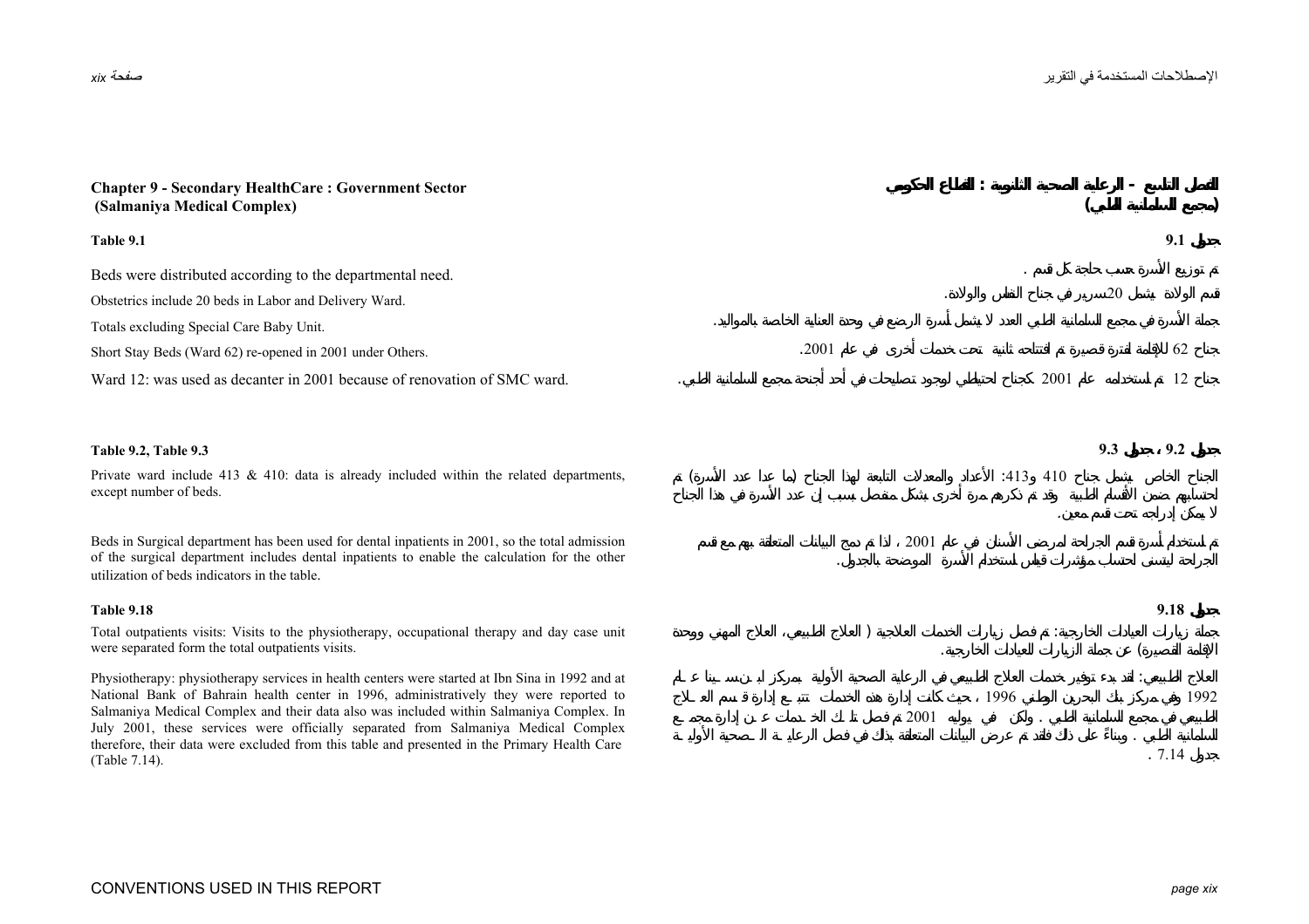## Chapter 9 - Secondary HealthCare : Government Sector (Salmaniya Medical Complex)

## الفصل التاسع - الرعاية الصحية الثانوية : القطاع الحكومي (مجمع السلمانية الطبي)

### Table 9.1

### جدول 9.1

Beds were distributed according to the departmental need.

Obstetrics include 20 beds in Labor and Delivery Ward.

Totals excluding Special Care Baby Unit.

Short Stay Beds (Ward 62) re-opened in 2001 under Others.

Ward 12: was used as decanter in 2001 because of renovation of SMC ward.

تم توزيع الأسرة حسب حاجة كل قسم .

قسم الولادة يشمل 20سرير في جناح النفاس والولادة.

جملة الأسرة في مجمع السلمانية الطبي العدد لا يشمل أسرة الرضع في وحدة العناية الخاصة بالمواليد.

جناح 62 للإقامة لفترة قصيرة تم افتتاحه ثانية تحت خدمات أخرى في عام 2001.

جناح 12 تم استخدامه عام 2001 كجناح احتياطي لوجود تصليحات في أحد أجنحة مجمع السلمانية الطبي.

### Table 9.2, Table 9.3

### جدول 9.2 ، جدول 9.3

Private ward include 413 & 410: data is already included within the related departments, except number of beds.

Beds in Surgical department has been used for dental inpatients in 2001, so the total admission of the surgical department includes dental inpatients to enable the calculation for the other utilization of beds indicators in the table.

الجناح الخاص يشمل جناح 410 و413: الأعداد والمعدلات التابعة لهذا الجناح (ما عدا عدد الأسرة) تم احتسابهم ضمن الأقسام الطبية وقد تم ذكرهم مرة أخرى بشكل منفصل بسبب إن عدد الأسرة في هذا الجناح لا يمكن إدراجه تحت قسم معين.

تم استخدام أسرة قسم الجراحة لمرضى الأسنان في عام 2001 ، لذا تم دمج البيانات المتعلقة بهم مع قسم الجراحة ليتسنى لحساب مؤشرات قياس استخدام الأسرة الموضحة بالجدول.

### Table 9.18

### جدول 9.18

Total outpatients visits: Visits to the physiotherapy, occupational therapy and day case unit were separated form the total outpatients visits.

Physiotherapy: physiotherapy services in health centers were started at Ibn Sina in 1992 and at National Bank of Bahrain health center in 1996, administratively they were reported to Salmaniya Medical Complex and their data also was included within Salmaniya Complex. In July 2001, these services were officially separated from Salmaniya Medical Complex therefore, their data were excluded from this table and presented in the Primary Health Care (Table 7.14).

جملة زيارات العيادات الخارجية: تم فصل زيارات الخدمات العلاجية ( العلاج الطبيعي، العلاج المهني ووحدة الإقامة القصيرة) عن جملة الزيارات للعيادات الخارجية.

العلاج الطبيعي: لقد بدء توفير خدمات العلاج الطبيعي في الرعاية الصحية الأولية بمركز ابن سينا عام 1992 وفي مركز بنك البحرين الوطني في 1996 ، حيث كانت إدارة هذه الخدمات تتبع إدارة قسم العلاج الطبيعي في مجمع السلمانية الطبي . ولكن في يوليه 2001 تم فصل تلك الخدمات عن إدارة مجمع السلمانية الطبي . وبناءً على ذلك فقد تم عرض البيانات المتعلقة بذلك في فصل الرعاية الصحية الأولية جدول 7.14 .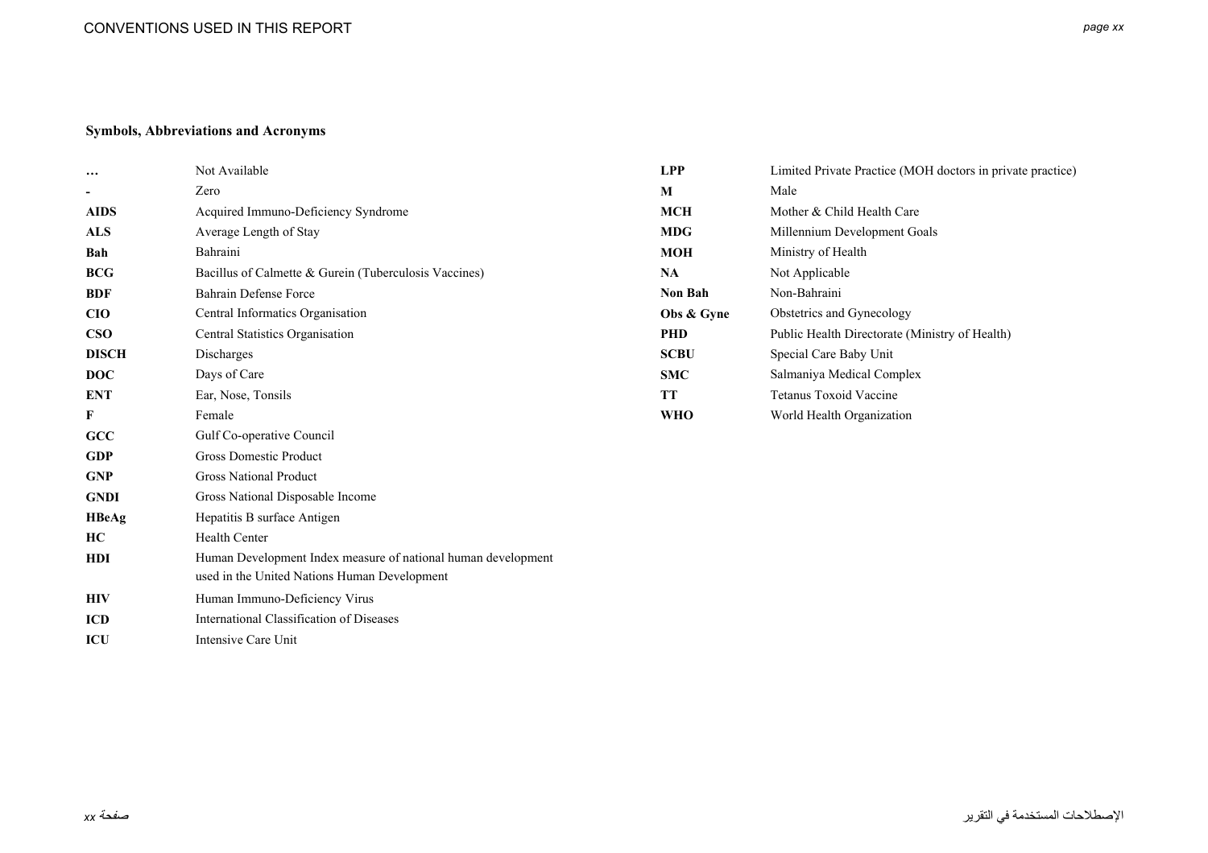### Symbols, Abbreviations and Acronyms

| | |
|---|---|
| **…** | Not Available |
| **-** | Zero |
| **AIDS** | Acquired Immuno-Deficiency Syndrome |
| **ALS** | Average Length of Stay |
| **Bah** | Bahraini |
| **BCG** | Bacillus of Calmette & Gurein (Tuberculosis Vaccines) |
| **BDF** | Bahrain Defense Force |
| **CIO** | Central Informatics Organisation |
| **CSO** | Central Statistics Organisation |
| **DISCH** | Discharges |
| **DOC** | Days of Care |
| **ENT** | Ear, Nose, Tonsils |
| **F** | Female |
| **GCC** | Gulf Co-operative Council |
| **GDP** | Gross Domestic Product |
| **GNP** | Gross National Product |
| **GNDI** | Gross National Disposable Income |
| **HBeAg** | Hepatitis B surface Antigen |
| **HC** | Health Center |
| **HDI** | Human Development Index measure of national human development used in the United Nations Human Development |
| **HIV** | Human Immuno-Deficiency Virus |
| **ICD** | International Classification of Diseases |
| **ICU** | Intensive Care Unit |
| **LPP** | Limited Private Practice (MOH doctors in private practice) |
| **M** | Male |
| **MCH** | Mother & Child Health Care |
| **MDG** | Millennium Development Goals |
| **MOH** | Ministry of Health |
| **NA** | Not Applicable |
| **Non Bah** | Non-Bahraini |
| **Obs & Gyne** | Obstetrics and Gynecology |
| **PHD** | Public Health Directorate (Ministry of Health) |
| **SCBU** | Special Care Baby Unit |
| **SMC** | Salmaniya Medical Complex |
| **TT** | Tetanus Toxoid Vaccine |
| **WHO** | World Health Organization |